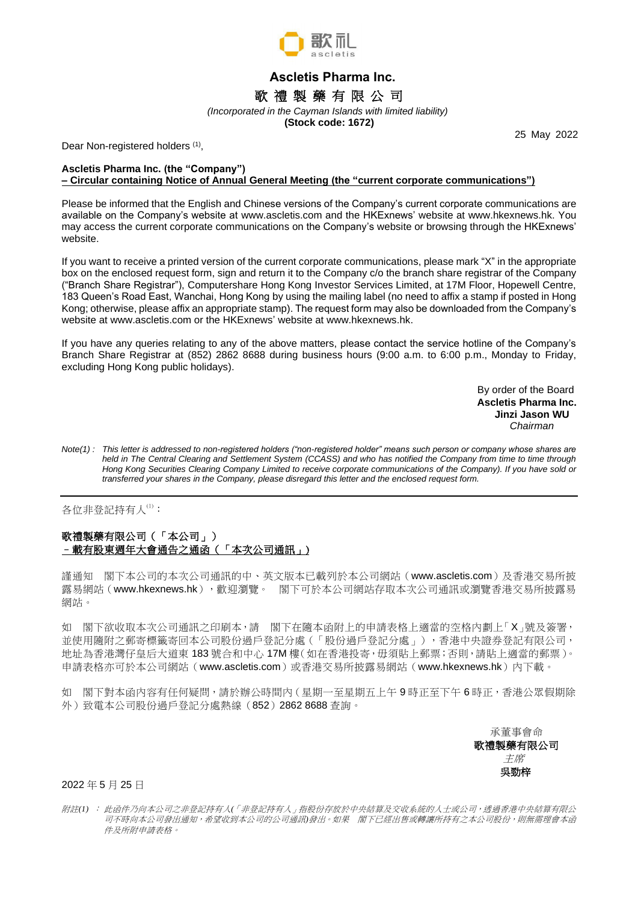歌礼
ascletis

# Ascletis Pharma Inc.

# 歌 禮 製 藥 有 限 公 司

*(Incorporated in the Cayman Islands with limited liability)*

**(Stock code: 1672)**

25 May 2022

Dear Non-registered holders [(1)],

**Ascletis Pharma Inc. (the "Company")**
**– Circular containing Notice of Annual General Meeting (the "current corporate communications")**

Please be informed that the English and Chinese versions of the Company's current corporate communications are available on the Company's website at www.ascletis.com and the HKExnews' website at www.hkexnews.hk. You may access the current corporate communications on the Company's website or browsing through the HKExnews' website.

If you want to receive a printed version of the current corporate communications, please mark "X" in the appropriate box on the enclosed request form, sign and return it to the Company c/o the branch share registrar of the Company ("Branch Share Registrar"), Computershare Hong Kong Investor Services Limited, at 17M Floor, Hopewell Centre, 183 Queen's Road East, Wanchai, Hong Kong by using the mailing label (no need to affix a stamp if posted in Hong Kong; otherwise, please affix an appropriate stamp). The request form may also be downloaded from the Company's website at www.ascletis.com or the HKExnews' website at www.hkexnews.hk.

If you have any queries relating to any of the above matters, please contact the service hotline of the Company's Branch Share Registrar at (852) 2862 8688 during business hours (9:00 a.m. to 6:00 p.m., Monday to Friday, excluding Hong Kong public holidays).

By order of the Board
**Ascletis Pharma Inc.**
**Jinzi Jason WU**
*Chairman*

*Note(1) : This letter is addressed to non-registered holders ("non-registered holder" means such person or company whose shares are held in The Central Clearing and Settlement System (CCASS) and who has notified the Company from time to time through Hong Kong Securities Clearing Company Limited to receive corporate communications of the Company). If you have sold or transferred your shares in the Company, please disregard this letter and the enclosed request form.*

---

各位非登記持有人[(1)]：

**歌禮製藥有限公司（「本公司」）**
**–載有股東週年大會通告之通函（「本次公司通訊」）**

謹通知　閣下本公司的本次公司通訊的中、英文版本已載列於本公司網站（www.ascletis.com）及香港交易所披露易網站（www.hkexnews.hk），歡迎瀏覽。　閣下可於本公司網站存取本次公司通訊或瀏覽香港交易所披露易網站。

如　閣下欲收取本次公司通訊之印刷本，請　閣下在隨本函附上的申請表格上適當的空格內劃上「X」號及簽署，並使用隨附之郵寄標籤寄回本公司股份過戶登記分處（「股份過戶登記分處」），香港中央證券登記有限公司，地址為香港灣仔皇后大道東183號合和中心17M樓（如在香港投寄，毋須貼上郵票；否則，請貼上適當的郵票）。申請表格亦可於本公司網站（www.ascletis.com）或香港交易所披露易網站（www.hkexnews.hk）內下載。

如　閣下對本函內容有任何疑問，請於辦公時間內（星期一至星期五上午9時正至下午6時正，香港公眾假期除外）致電本公司股份過戶登記分處熱線（852）2862 8688查詢。

承董事會命
**歌禮製藥有限公司**
*主席*
**吳勁梓**

2022年5月25日

*附註(1)：此函件乃向本公司之非登記持有人(「非登記持有人」指股份存放於中央結算及交收系統的人士或公司，透過香港中央結算有限公司不時向本公司發出通知，希望收到本公司的公司通訊)發出。如果　閣下已經出售或轉讓所持有之本公司股份，則無需理會本函件及所附申請表格。*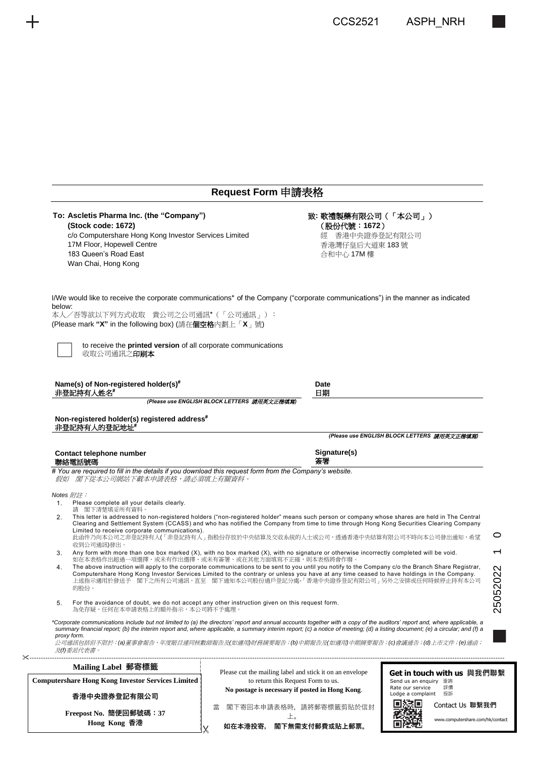# Request Form 申請表格

**To: Ascletis Pharma Inc. (the "Company")**
**(Stock code: 1672)**
c/o Computershare Hong Kong Investor Services Limited
17M Floor, Hopewell Centre
183 Queen's Road East
Wan Chai, Hong Kong

**致: 歌禮製藥有限公司（「本公司」）**
**（股份代號：1672）**
經　香港中央證券登記有限公司
香港灣仔皇后大道東 183 號
合和中心 17M 樓

I/We would like to receive the corporate communications* of the Company ("corporate communications") in the manner as indicated below:
本人／吾等欲以下列方式收取　貴公司之公司通訊*（「公司通訊」）：
(Please mark **"X"** in the following box) (請在**個空格**內劃上「**X**」號)

☐ to receive the **printed version** of all corporate communications
收取公司通訊之**印刷本**

**Name(s) of Non-registered holder(s)#**
**非登記持有人姓名#**
*(Please use ENGLISH BLOCK LETTERS 請用英文正楷填寫)*

**Date**
**日期**

**Non-registered holder(s) registered address#**
**非登記持有人的登記地址#**
*(Please use ENGLISH BLOCK LETTERS 請用英文正楷填寫)*

**Contact telephone number**
**聯絡電話號碼**

**Signature(s)**
**簽署**

*# You are required to fill in the details if you download this request form from the Company's website.*
*假如　閣下從本公司網站下載本申請表格，請必須填上有關資料。*

*Notes 附註：*

1. Please complete all your details clearly.
   請　閣下清楚填妥所有資料。
2. This letter is addressed to non-registered holders ("non-registered holder" means such person or company whose shares are held in The Central Clearing and Settlement System (CCASS) and who has notified the Company from time to time through Hong Kong Securities Clearing Company Limited to receive corporate communications).
   此函件乃向本公司之非登記持有人(「非登記持有人」指股份存放於中央結算及交收系統的人士或公司，透過香港中央結算有限公司不時向本公司發出通知，希望收到公司通訊)發出。
3. Any form with more than one box marked (X), with no box marked (X), with no signature or otherwise incorrectly completed will be void.
   如在本表格作出超過一項選擇、或未有作出選擇、或未有簽署、或在其他方面填寫不正確，則本表格將會作廢。
4. The above instruction will apply to the corporate communications to be sent to you until you notify to the Company c/o the Branch Share Registrar, Computershare Hong Kong Investor Services Limited to the contrary or unless you have at any time ceased to have holdings in the Company.
   上述指示適用於發送予　閣下之所有公司通訊，直至　閣下通知本公司股份過戶登記分處-「香港中央證券登記有限公司」另外之安排或任何時候停止持有本公司的股份。
5. For the avoidance of doubt, we do not accept any other instruction given on this request form.
   為免存疑，任何在本申請表格上的額外指示，本公司將不予處理。

*\*Corporate communications include but not limited to (a) the directors' report and annual accounts together with a copy of the auditors' report and, where applicable, a summary financial report; (b) the interim report and, where applicable, a summary interim report; (c) a notice of meeting; (d) a listing document; (e) a circular; and (f) a proxy form.*
*公司通訊包括但不限於：(a)董事會報告、年度賬目連同核數師報告及(如適用)財務摘要報告；(b)中期報告及(如適用)中期摘要報告；(c)會議通告；(d)上市文件；(e)通函；及(f)委派代表書。*

**Mailing Label 郵寄標籤**

**Computershare Hong Kong Investor Services Limited**
**香港中央證券登記有限公司**
**Freepost No. 簡便回郵號碼：37**
**Hong Kong 香港**

Please cut the mailing label and stick it on an envelope to return this Request Form to us.
**No postage is necessary if posted in Hong Kong**.

當　閣下寄回本申請表格時，請將郵寄標籤剪貼於信封上。
**如在本港投寄，　閣下無需支付郵費或貼上郵票。**

**Get in touch with us 與我們聯繫**
Send us an enquiry 垂詢
Rate our service 評價
Lodge a complaint 投訴
Contact Us 聯繫我們
www.computershare.com/hk/contact